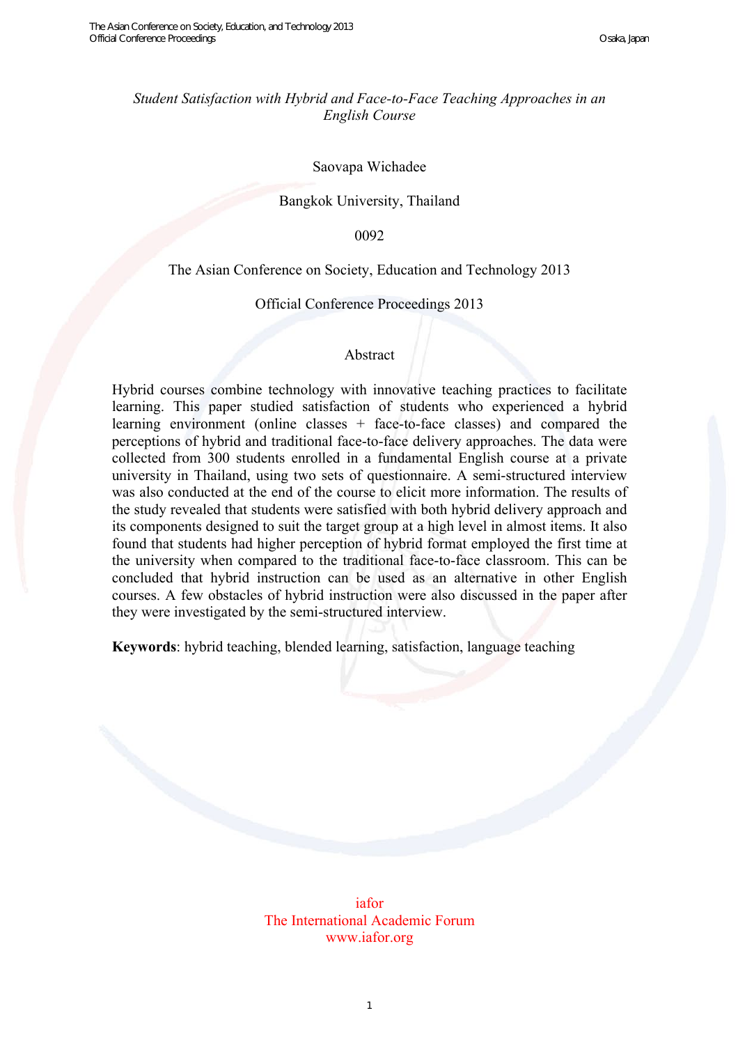*Student Satisfaction with Hybrid and Face-to-Face Teaching Approaches in an English Course*

Saovapa Wichadee

Bangkok University, Thailand

0092

The Asian Conference on Society, Education and Technology 2013

Official Conference Proceedings 2013

## Abstract

Hybrid courses combine technology with innovative teaching practices to facilitate learning. This paper studied satisfaction of students who experienced a hybrid learning environment (online classes + face-to-face classes) and compared the perceptions of hybrid and traditional face-to-face delivery approaches. The data were collected from 300 students enrolled in a fundamental English course at a private university in Thailand, using two sets of questionnaire. A semi-structured interview was also conducted at the end of the course to elicit more information. The results of the study revealed that students were satisfied with both hybrid delivery approach and its components designed to suit the target group at a high level in almost items. It also found that students had higher perception of hybrid format employed the first time at the university when compared to the traditional face-to-face classroom. This can be concluded that hybrid instruction can be used as an alternative in other English courses. A few obstacles of hybrid instruction were also discussed in the paper after they were investigated by the semi-structured interview.

**Keywords**: hybrid teaching, blended learning, satisfaction, language teaching

iafor
The International Academic Forum
www.iafor.org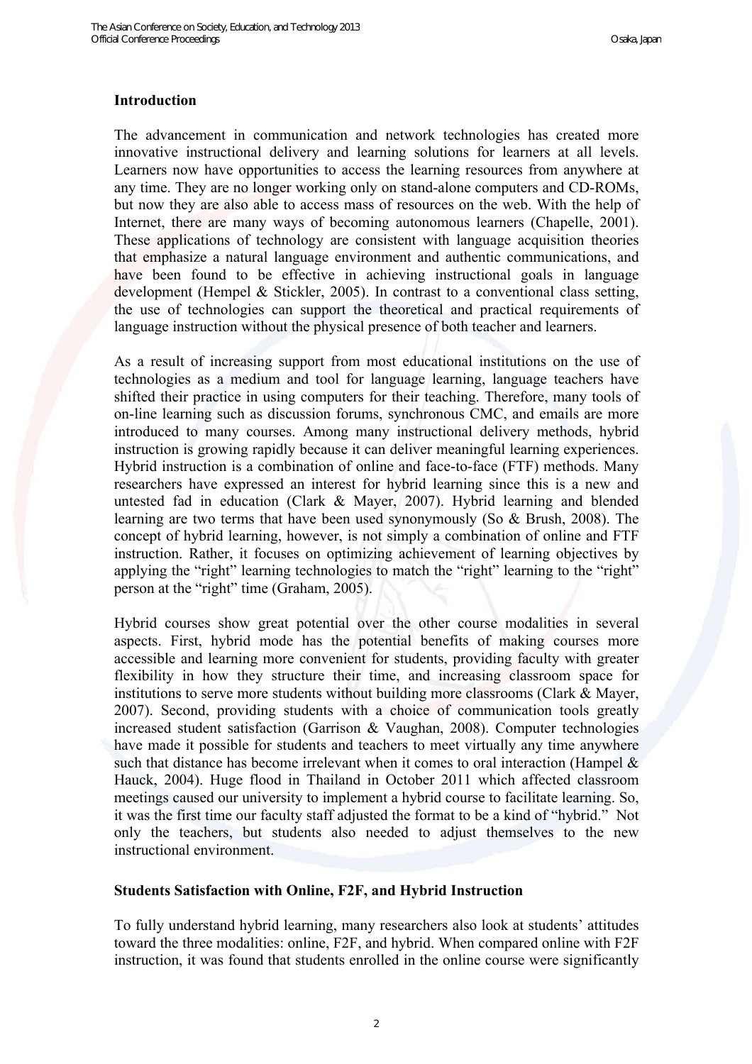## Introduction

The advancement in communication and network technologies has created more innovative instructional delivery and learning solutions for learners at all levels. Learners now have opportunities to access the learning resources from anywhere at any time. They are no longer working only on stand-alone computers and CD-ROMs, but now they are also able to access mass of resources on the web. With the help of Internet, there are many ways of becoming autonomous learners (Chapelle, 2001). These applications of technology are consistent with language acquisition theories that emphasize a natural language environment and authentic communications, and have been found to be effective in achieving instructional goals in language development (Hempel & Stickler, 2005). In contrast to a conventional class setting, the use of technologies can support the theoretical and practical requirements of language instruction without the physical presence of both teacher and learners.

As a result of increasing support from most educational institutions on the use of technologies as a medium and tool for language learning, language teachers have shifted their practice in using computers for their teaching. Therefore, many tools of on-line learning such as discussion forums, synchronous CMC, and emails are more introduced to many courses. Among many instructional delivery methods, hybrid instruction is growing rapidly because it can deliver meaningful learning experiences. Hybrid instruction is a combination of online and face-to-face (FTF) methods. Many researchers have expressed an interest for hybrid learning since this is a new and untested fad in education (Clark & Mayer, 2007). Hybrid learning and blended learning are two terms that have been used synonymously (So & Brush, 2008). The concept of hybrid learning, however, is not simply a combination of online and FTF instruction. Rather, it focuses on optimizing achievement of learning objectives by applying the "right" learning technologies to match the "right" learning to the "right" person at the "right" time (Graham, 2005).

Hybrid courses show great potential over the other course modalities in several aspects. First, hybrid mode has the potential benefits of making courses more accessible and learning more convenient for students, providing faculty with greater flexibility in how they structure their time, and increasing classroom space for institutions to serve more students without building more classrooms (Clark & Mayer, 2007). Second, providing students with a choice of communication tools greatly increased student satisfaction (Garrison & Vaughan, 2008). Computer technologies have made it possible for students and teachers to meet virtually any time anywhere such that distance has become irrelevant when it comes to oral interaction (Hampel & Hauck, 2004). Huge flood in Thailand in October 2011 which affected classroom meetings caused our university to implement a hybrid course to facilitate learning. So, it was the first time our faculty staff adjusted the format to be a kind of "hybrid." Not only the teachers, but students also needed to adjust themselves to the new instructional environment.

## Students Satisfaction with Online, F2F, and Hybrid Instruction

To fully understand hybrid learning, many researchers also look at students' attitudes toward the three modalities: online, F2F, and hybrid. When compared online with F2F instruction, it was found that students enrolled in the online course were significantly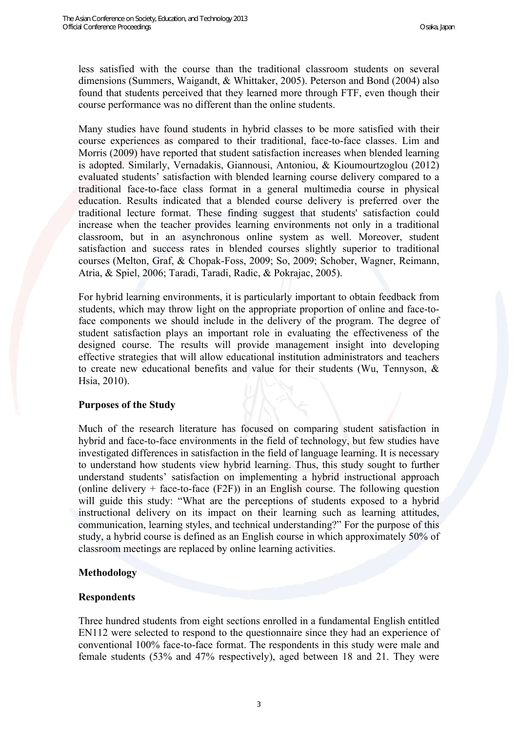less satisfied with the course than the traditional classroom students on several dimensions (Summers, Waigandt, & Whittaker, 2005). Peterson and Bond (2004) also found that students perceived that they learned more through FTF, even though their course performance was no different than the online students.

Many studies have found students in hybrid classes to be more satisfied with their course experiences as compared to their traditional, face-to-face classes. Lim and Morris (2009) have reported that student satisfaction increases when blended learning is adopted. Similarly, Vernadakis, Giannousi, Antoniou, & Kioumourtzoglou (2012) evaluated students' satisfaction with blended learning course delivery compared to a traditional face-to-face class format in a general multimedia course in physical education. Results indicated that a blended course delivery is preferred over the traditional lecture format. These finding suggest that students' satisfaction could increase when the teacher provides learning environments not only in a traditional classroom, but in an asynchronous online system as well. Moreover, student satisfaction and success rates in blended courses slightly superior to traditional courses (Melton, Graf, & Chopak-Foss, 2009; So, 2009; Schober, Wagner, Reimann, Atria, & Spiel, 2006; Taradi, Taradi, Radic, & Pokrajac, 2005).

For hybrid learning environments, it is particularly important to obtain feedback from students, which may throw light on the appropriate proportion of online and face-to-face components we should include in the delivery of the program. The degree of student satisfaction plays an important role in evaluating the effectiveness of the designed course. The results will provide management insight into developing effective strategies that will allow educational institution administrators and teachers to create new educational benefits and value for their students (Wu, Tennyson, & Hsia, 2010).

## Purposes of the Study

Much of the research literature has focused on comparing student satisfaction in hybrid and face-to-face environments in the field of technology, but few studies have investigated differences in satisfaction in the field of language learning. It is necessary to understand how students view hybrid learning. Thus, this study sought to further understand students' satisfaction on implementing a hybrid instructional approach (online delivery + face-to-face (F2F)) in an English course. The following question will guide this study: "What are the perceptions of students exposed to a hybrid instructional delivery on its impact on their learning such as learning attitudes, communication, learning styles, and technical understanding?" For the purpose of this study, a hybrid course is defined as an English course in which approximately 50% of classroom meetings are replaced by online learning activities.

## Methodology

### Respondents

Three hundred students from eight sections enrolled in a fundamental English entitled EN112 were selected to respond to the questionnaire since they had an experience of conventional 100% face-to-face format. The respondents in this study were male and female students (53% and 47% respectively), aged between 18 and 21. They were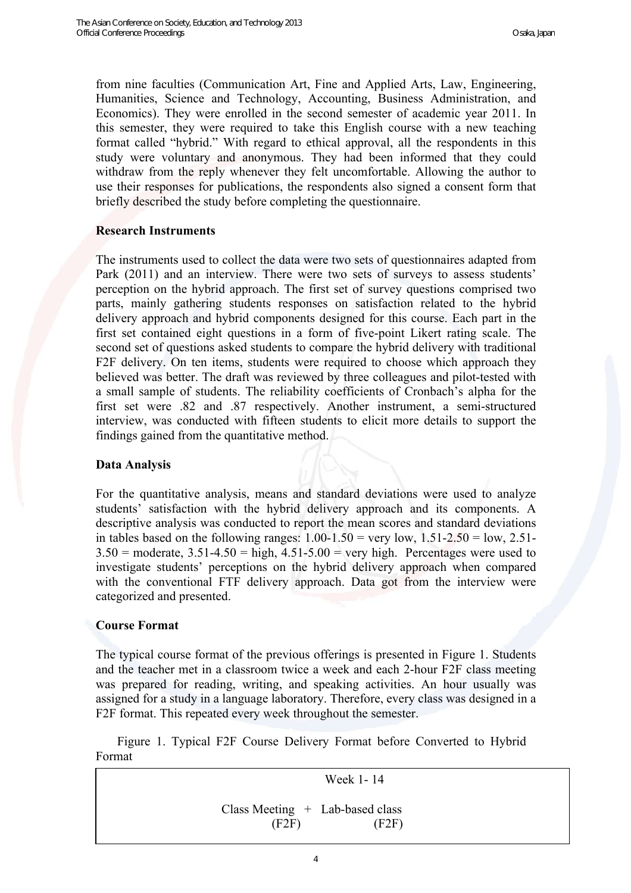from nine faculties (Communication Art, Fine and Applied Arts, Law, Engineering, Humanities, Science and Technology, Accounting, Business Administration, and Economics). They were enrolled in the second semester of academic year 2011. In this semester, they were required to take this English course with a new teaching format called "hybrid." With regard to ethical approval, all the respondents in this study were voluntary and anonymous. They had been informed that they could withdraw from the reply whenever they felt uncomfortable. Allowing the author to use their responses for publications, the respondents also signed a consent form that briefly described the study before completing the questionnaire.

**Research Instruments**

The instruments used to collect the data were two sets of questionnaires adapted from Park (2011) and an interview. There were two sets of surveys to assess students' perception on the hybrid approach. The first set of survey questions comprised two parts, mainly gathering students responses on satisfaction related to the hybrid delivery approach and hybrid components designed for this course. Each part in the first set contained eight questions in a form of five-point Likert rating scale. The second set of questions asked students to compare the hybrid delivery with traditional F2F delivery. On ten items, students were required to choose which approach they believed was better. The draft was reviewed by three colleagues and pilot-tested with a small sample of students. The reliability coefficients of Cronbach's alpha for the first set were .82 and .87 respectively. Another instrument, a semi-structured interview, was conducted with fifteen students to elicit more details to support the findings gained from the quantitative method.

**Data Analysis**

For the quantitative analysis, means and standard deviations were used to analyze students' satisfaction with the hybrid delivery approach and its components. A descriptive analysis was conducted to report the mean scores and standard deviations in tables based on the following ranges: 1.00-1.50 = very low, 1.51-2.50 = low, 2.51-3.50 = moderate, 3.51-4.50 = high, 4.51-5.00 = very high. Percentages were used to investigate students' perceptions on the hybrid delivery approach when compared with the conventional FTF delivery approach. Data got from the interview were categorized and presented.

**Course Format**

The typical course format of the previous offerings is presented in Figure 1. Students and the teacher met in a classroom twice a week and each 2-hour F2F class meeting was prepared for reading, writing, and speaking activities. An hour usually was assigned for a study in a language laboratory. Therefore, every class was designed in a F2F format. This repeated every week throughout the semester.

Figure 1. Typical F2F Course Delivery Format before Converted to Hybrid Format

| Week 1- 14 |
|---|
| Class Meeting (F2F) + Lab-based class (F2F) |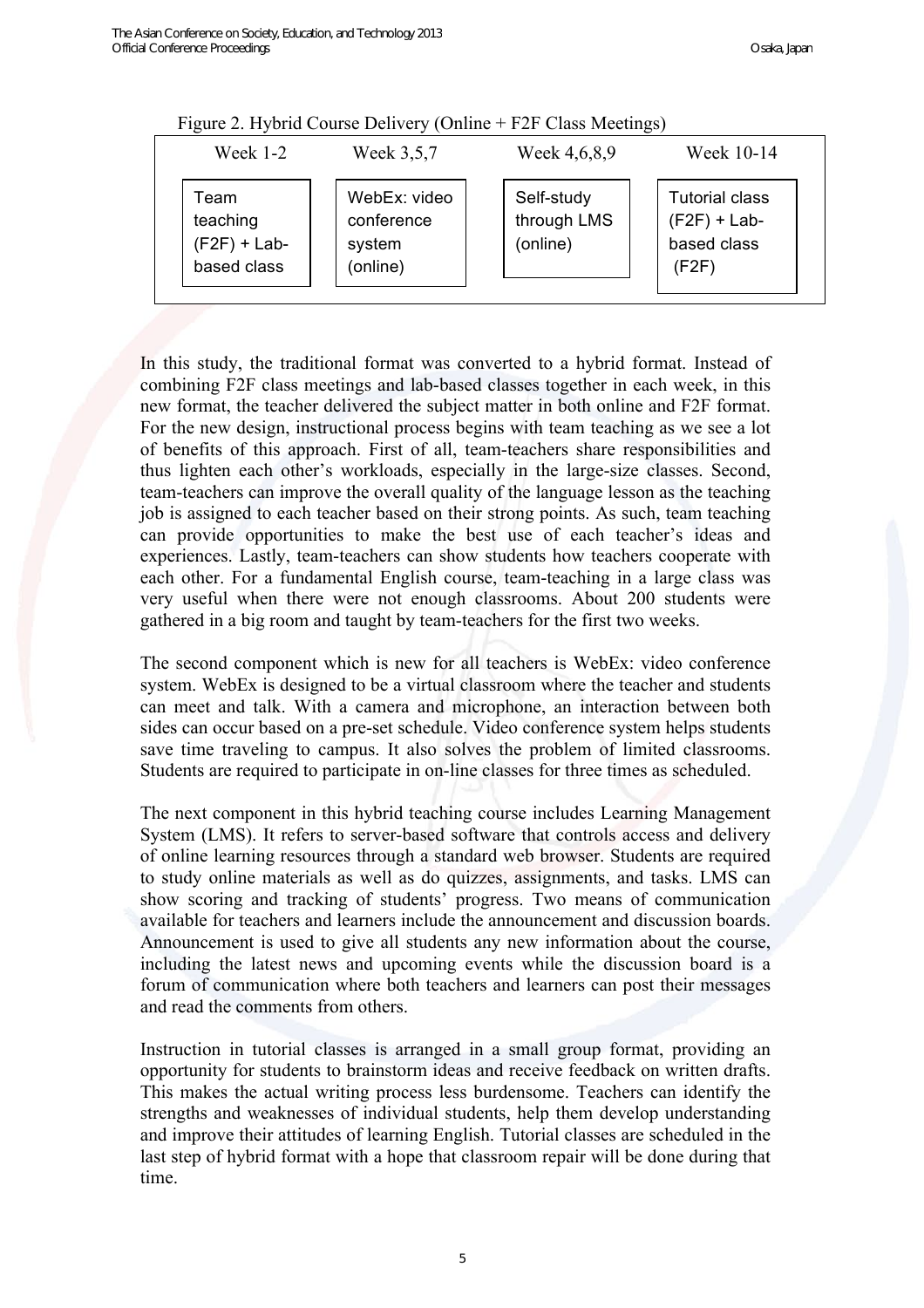Figure 2. Hybrid Course Delivery (Online + F2F Class Meetings)

| Week 1-2 | Week 3,5,7 | Week 4,6,8,9 | Week 10-14 |
| --- | --- | --- | --- |
| Team teaching (F2F) + Lab-based class | WebEx: video conference system (online) | Self-study through LMS (online) | Tutorial class (F2F) + Lab-based class (F2F) |

In this study, the traditional format was converted to a hybrid format. Instead of combining F2F class meetings and lab-based classes together in each week, in this new format, the teacher delivered the subject matter in both online and F2F format. For the new design, instructional process begins with team teaching as we see a lot of benefits of this approach. First of all, team-teachers share responsibilities and thus lighten each other's workloads, especially in the large-size classes. Second, team-teachers can improve the overall quality of the language lesson as the teaching job is assigned to each teacher based on their strong points. As such, team teaching can provide opportunities to make the best use of each teacher's ideas and experiences. Lastly, team-teachers can show students how teachers cooperate with each other. For a fundamental English course, team-teaching in a large class was very useful when there were not enough classrooms. About 200 students were gathered in a big room and taught by team-teachers for the first two weeks.

The second component which is new for all teachers is WebEx: video conference system. WebEx is designed to be a virtual classroom where the teacher and students can meet and talk. With a camera and microphone, an interaction between both sides can occur based on a pre-set schedule. Video conference system helps students save time traveling to campus. It also solves the problem of limited classrooms. Students are required to participate in on-line classes for three times as scheduled.

The next component in this hybrid teaching course includes Learning Management System (LMS). It refers to server-based software that controls access and delivery of online learning resources through a standard web browser. Students are required to study online materials as well as do quizzes, assignments, and tasks. LMS can show scoring and tracking of students' progress. Two means of communication available for teachers and learners include the announcement and discussion boards. Announcement is used to give all students any new information about the course, including the latest news and upcoming events while the discussion board is a forum of communication where both teachers and learners can post their messages and read the comments from others.

Instruction in tutorial classes is arranged in a small group format, providing an opportunity for students to brainstorm ideas and receive feedback on written drafts. This makes the actual writing process less burdensome. Teachers can identify the strengths and weaknesses of individual students, help them develop understanding and improve their attitudes of learning English. Tutorial classes are scheduled in the last step of hybrid format with a hope that classroom repair will be done during that time.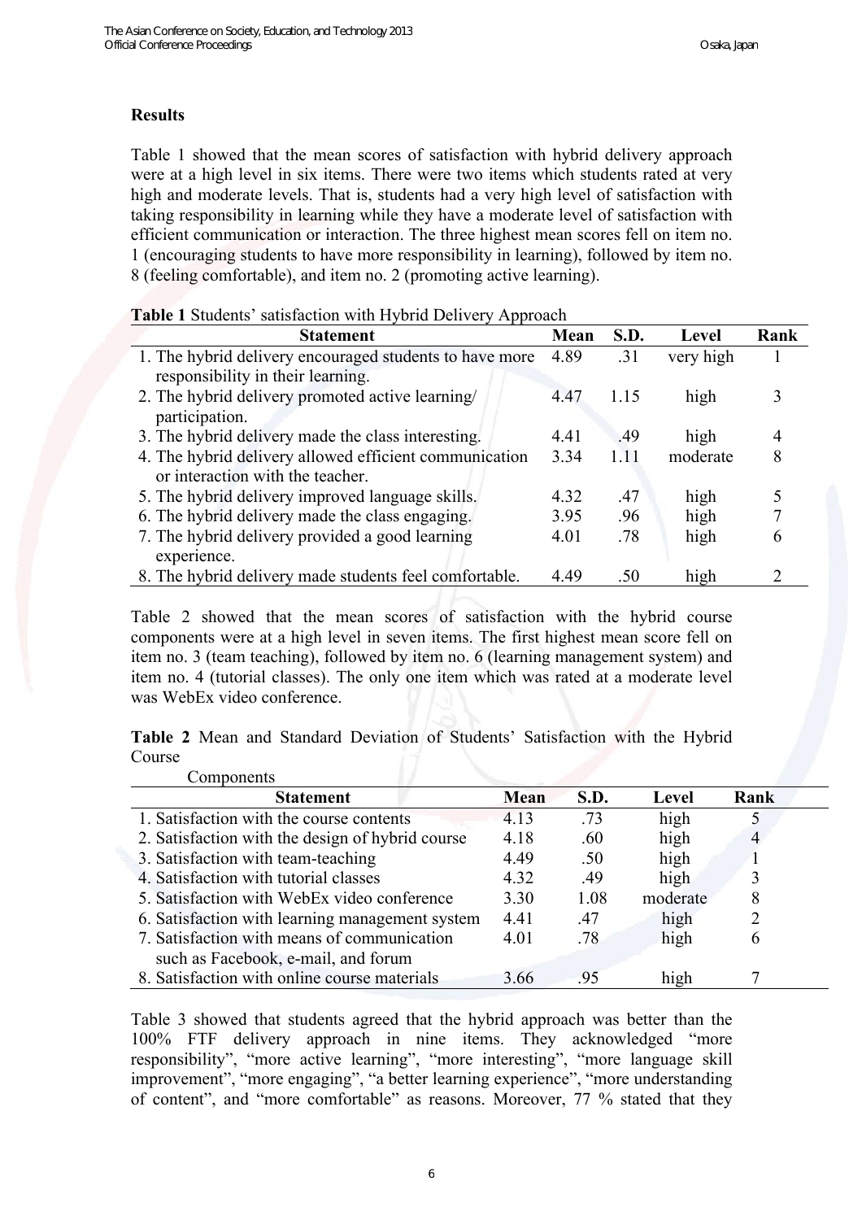## Results

Table 1 showed that the mean scores of satisfaction with hybrid delivery approach were at a high level in six items. There were two items which students rated at very high and moderate levels. That is, students had a very high level of satisfaction with taking responsibility in learning while they have a moderate level of satisfaction with efficient communication or interaction. The three highest mean scores fell on item no. 1 (encouraging students to have more responsibility in learning), followed by item no. 8 (feeling comfortable), and item no. 2 (promoting active learning).

**Table 1** Students' satisfaction with Hybrid Delivery Approach

| Statement | Mean | S.D. | Level | Rank |
|---|---|---|---|---|
| 1. The hybrid delivery encouraged students to have more responsibility in their learning. | 4.89 | .31 | very high | 1 |
| 2. The hybrid delivery promoted active learning/ participation. | 4.47 | 1.15 | high | 3 |
| 3. The hybrid delivery made the class interesting. | 4.41 | .49 | high | 4 |
| 4. The hybrid delivery allowed efficient communication or interaction with the teacher. | 3.34 | 1.11 | moderate | 8 |
| 5. The hybrid delivery improved language skills. | 4.32 | .47 | high | 5 |
| 6. The hybrid delivery made the class engaging. | 3.95 | .96 | high | 7 |
| 7. The hybrid delivery provided a good learning experience. | 4.01 | .78 | high | 6 |
| 8. The hybrid delivery made students feel comfortable. | 4.49 | .50 | high | 2 |

Table 2 showed that the mean scores of satisfaction with the hybrid course components were at a high level in seven items. The first highest mean score fell on item no. 3 (team teaching), followed by item no. 6 (learning management system) and item no. 4 (tutorial classes). The only one item which was rated at a moderate level was WebEx video conference.

**Table 2** Mean and Standard Deviation of Students' Satisfaction with the Hybrid Course Components

| Statement | Mean | S.D. | Level | Rank |
|---|---|---|---|---|
| 1. Satisfaction with the course contents | 4.13 | .73 | high | 5 |
| 2. Satisfaction with the design of hybrid course | 4.18 | .60 | high | 4 |
| 3. Satisfaction with team-teaching | 4.49 | .50 | high | 1 |
| 4. Satisfaction with tutorial classes | 4.32 | .49 | high | 3 |
| 5. Satisfaction with WebEx video conference | 3.30 | 1.08 | moderate | 8 |
| 6. Satisfaction with learning management system | 4.41 | .47 | high | 2 |
| 7. Satisfaction with means of communication such as Facebook, e-mail, and forum | 4.01 | .78 | high | 6 |
| 8. Satisfaction with online course materials | 3.66 | .95 | high | 7 |

Table 3 showed that students agreed that the hybrid approach was better than the 100% FTF delivery approach in nine items. They acknowledged "more responsibility", "more active learning", "more interesting", "more language skill improvement", "more engaging", "a better learning experience", "more understanding of content", and "more comfortable" as reasons. Moreover, 77 % stated that they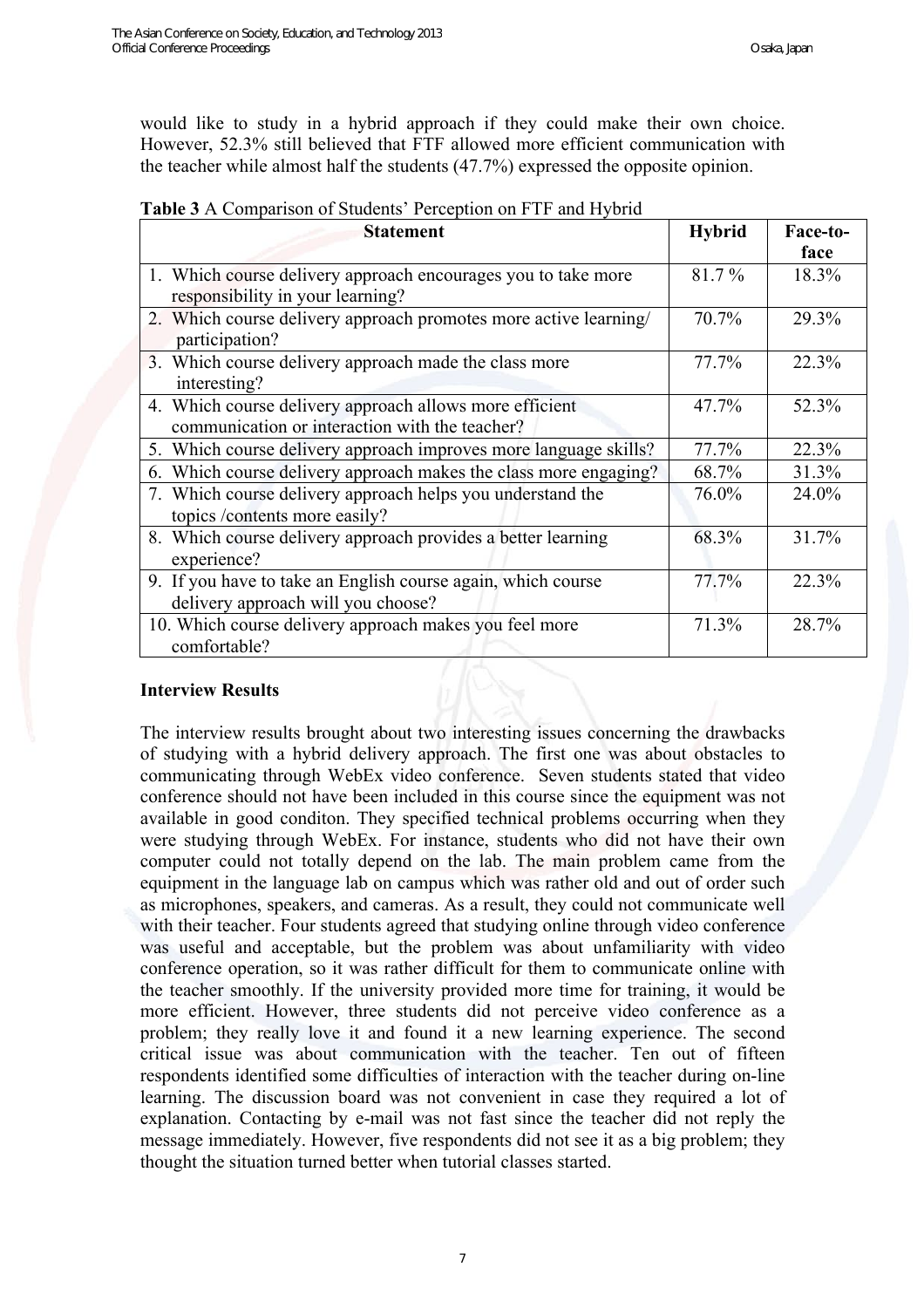would like to study in a hybrid approach if they could make their own choice. However, 52.3% still believed that FTF allowed more efficient communication with the teacher while almost half the students (47.7%) expressed the opposite opinion.

**Table 3** A Comparison of Students' Perception on FTF and Hybrid

| Statement | Hybrid | Face-to-face |
|---|---|---|
| 1. Which course delivery approach encourages you to take more responsibility in your learning? | 81.7 % | 18.3% |
| 2. Which course delivery approach promotes more active learning/ participation? | 70.7% | 29.3% |
| 3. Which course delivery approach made the class more interesting? | 77.7% | 22.3% |
| 4. Which course delivery approach allows more efficient communication or interaction with the teacher? | 47.7% | 52.3% |
| 5. Which course delivery approach improves more language skills? | 77.7% | 22.3% |
| 6. Which course delivery approach makes the class more engaging? | 68.7% | 31.3% |
| 7. Which course delivery approach helps you understand the topics /contents more easily? | 76.0% | 24.0% |
| 8. Which course delivery approach provides a better learning experience? | 68.3% | 31.7% |
| 9. If you have to take an English course again, which course delivery approach will you choose? | 77.7% | 22.3% |
| 10. Which course delivery approach makes you feel more comfortable? | 71.3% | 28.7% |

**Interview Results**

The interview results brought about two interesting issues concerning the drawbacks of studying with a hybrid delivery approach. The first one was about obstacles to communicating through WebEx video conference. Seven students stated that video conference should not have been included in this course since the equipment was not available in good conditon. They specified technical problems occurring when they were studying through WebEx. For instance, students who did not have their own computer could not totally depend on the lab. The main problem came from the equipment in the language lab on campus which was rather old and out of order such as microphones, speakers, and cameras. As a result, they could not communicate well with their teacher. Four students agreed that studying online through video conference was useful and acceptable, but the problem was about unfamiliarity with video conference operation, so it was rather difficult for them to communicate online with the teacher smoothly. If the university provided more time for training, it would be more efficient. However, three students did not perceive video conference as a problem; they really love it and found it a new learning experience. The second critical issue was about communication with the teacher. Ten out of fifteen respondents identified some difficulties of interaction with the teacher during on-line learning. The discussion board was not convenient in case they required a lot of explanation. Contacting by e-mail was not fast since the teacher did not reply the message immediately. However, five respondents did not see it as a big problem; they thought the situation turned better when tutorial classes started.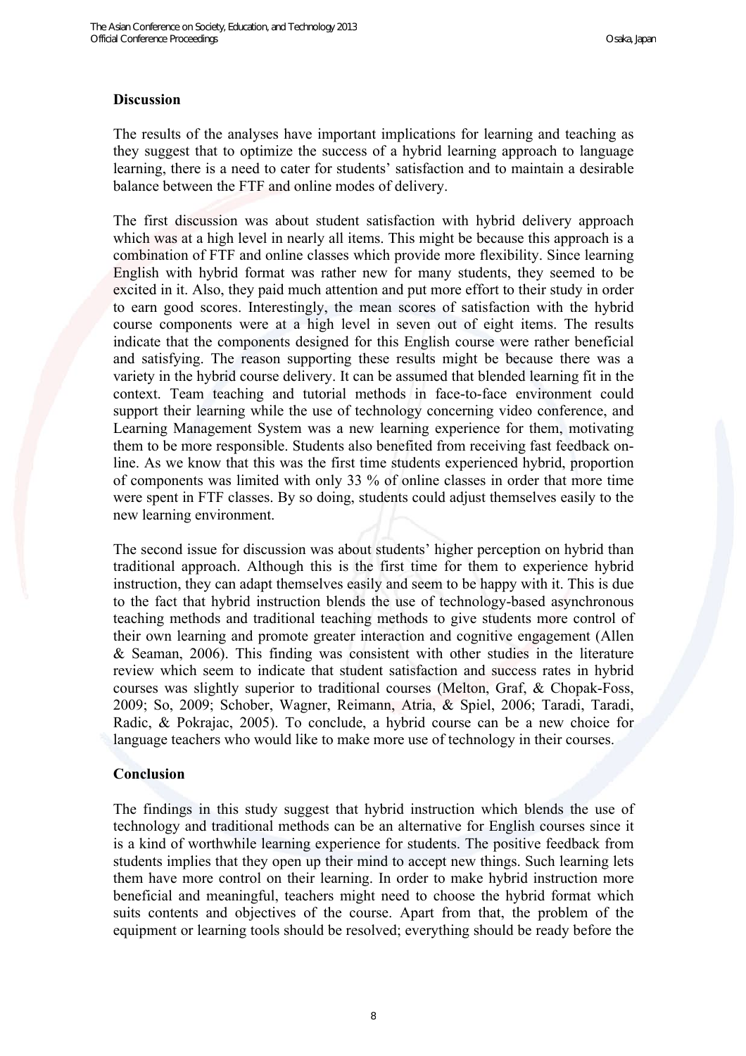## Discussion

The results of the analyses have important implications for learning and teaching as they suggest that to optimize the success of a hybrid learning approach to language learning, there is a need to cater for students' satisfaction and to maintain a desirable balance between the FTF and online modes of delivery.

The first discussion was about student satisfaction with hybrid delivery approach which was at a high level in nearly all items. This might be because this approach is a combination of FTF and online classes which provide more flexibility. Since learning English with hybrid format was rather new for many students, they seemed to be excited in it. Also, they paid much attention and put more effort to their study in order to earn good scores. Interestingly, the mean scores of satisfaction with the hybrid course components were at a high level in seven out of eight items. The results indicate that the components designed for this English course were rather beneficial and satisfying. The reason supporting these results might be because there was a variety in the hybrid course delivery. It can be assumed that blended learning fit in the context. Team teaching and tutorial methods in face-to-face environment could support their learning while the use of technology concerning video conference, and Learning Management System was a new learning experience for them, motivating them to be more responsible. Students also benefited from receiving fast feedback on-line. As we know that this was the first time students experienced hybrid, proportion of components was limited with only 33 % of online classes in order that more time were spent in FTF classes. By so doing, students could adjust themselves easily to the new learning environment.

The second issue for discussion was about students' higher perception on hybrid than traditional approach. Although this is the first time for them to experience hybrid instruction, they can adapt themselves easily and seem to be happy with it. This is due to the fact that hybrid instruction blends the use of technology-based asynchronous teaching methods and traditional teaching methods to give students more control of their own learning and promote greater interaction and cognitive engagement (Allen & Seaman, 2006). This finding was consistent with other studies in the literature review which seem to indicate that student satisfaction and success rates in hybrid courses was slightly superior to traditional courses (Melton, Graf, & Chopak-Foss, 2009; So, 2009; Schober, Wagner, Reimann, Atria, & Spiel, 2006; Taradi, Taradi, Radic, & Pokrajac, 2005). To conclude, a hybrid course can be a new choice for language teachers who would like to make more use of technology in their courses.

## Conclusion

The findings in this study suggest that hybrid instruction which blends the use of technology and traditional methods can be an alternative for English courses since it is a kind of worthwhile learning experience for students. The positive feedback from students implies that they open up their mind to accept new things. Such learning lets them have more control on their learning. In order to make hybrid instruction more beneficial and meaningful, teachers might need to choose the hybrid format which suits contents and objectives of the course. Apart from that, the problem of the equipment or learning tools should be resolved; everything should be ready before the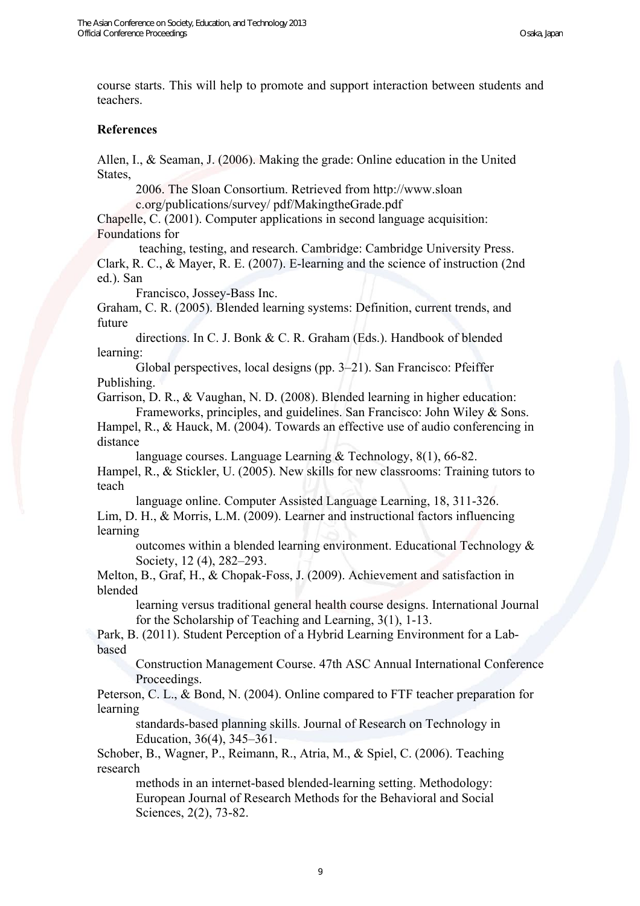course starts. This will help to promote and support interaction between students and teachers.

**References**

Allen, I., & Seaman, J. (2006). Making the grade: Online education in the United States, 2006. The Sloan Consortium. Retrieved from http://www.sloan c.org/publications/survey/ pdf/MakingtheGrade.pdf

Chapelle, C. (2001). Computer applications in second language acquisition: Foundations for teaching, testing, and research. Cambridge: Cambridge University Press.

Clark, R. C., & Mayer, R. E. (2007). E-learning and the science of instruction (2nd ed.). San Francisco, Jossey-Bass Inc.

Graham, C. R. (2005). Blended learning systems: Definition, current trends, and future directions. In C. J. Bonk & C. R. Graham (Eds.). Handbook of blended learning: Global perspectives, local designs (pp. 3–21). San Francisco: Pfeiffer Publishing.

Garrison, D. R., & Vaughan, N. D. (2008). Blended learning in higher education: Frameworks, principles, and guidelines. San Francisco: John Wiley & Sons.

Hampel, R., & Hauck, M. (2004). Towards an effective use of audio conferencing in distance language courses. Language Learning & Technology, 8(1), 66-82.

Hampel, R., & Stickler, U. (2005). New skills for new classrooms: Training tutors to teach language online. Computer Assisted Language Learning, 18, 311-326.

Lim, D. H., & Morris, L.M. (2009). Learner and instructional factors influencing learning outcomes within a blended learning environment. Educational Technology & Society, 12 (4), 282–293.

Melton, B., Graf, H., & Chopak-Foss, J. (2009). Achievement and satisfaction in blended learning versus traditional general health course designs. International Journal for the Scholarship of Teaching and Learning, 3(1), 1-13.

Park, B. (2011). Student Perception of a Hybrid Learning Environment for a Lab-based Construction Management Course. 47th ASC Annual International Conference Proceedings.

Peterson, C. L., & Bond, N. (2004). Online compared to FTF teacher preparation for learning standards-based planning skills. Journal of Research on Technology in Education, 36(4), 345–361.

Schober, B., Wagner, P., Reimann, R., Atria, M., & Spiel, C. (2006). Teaching research methods in an internet-based blended-learning setting. Methodology: European Journal of Research Methods for the Behavioral and Social Sciences, 2(2), 73-82.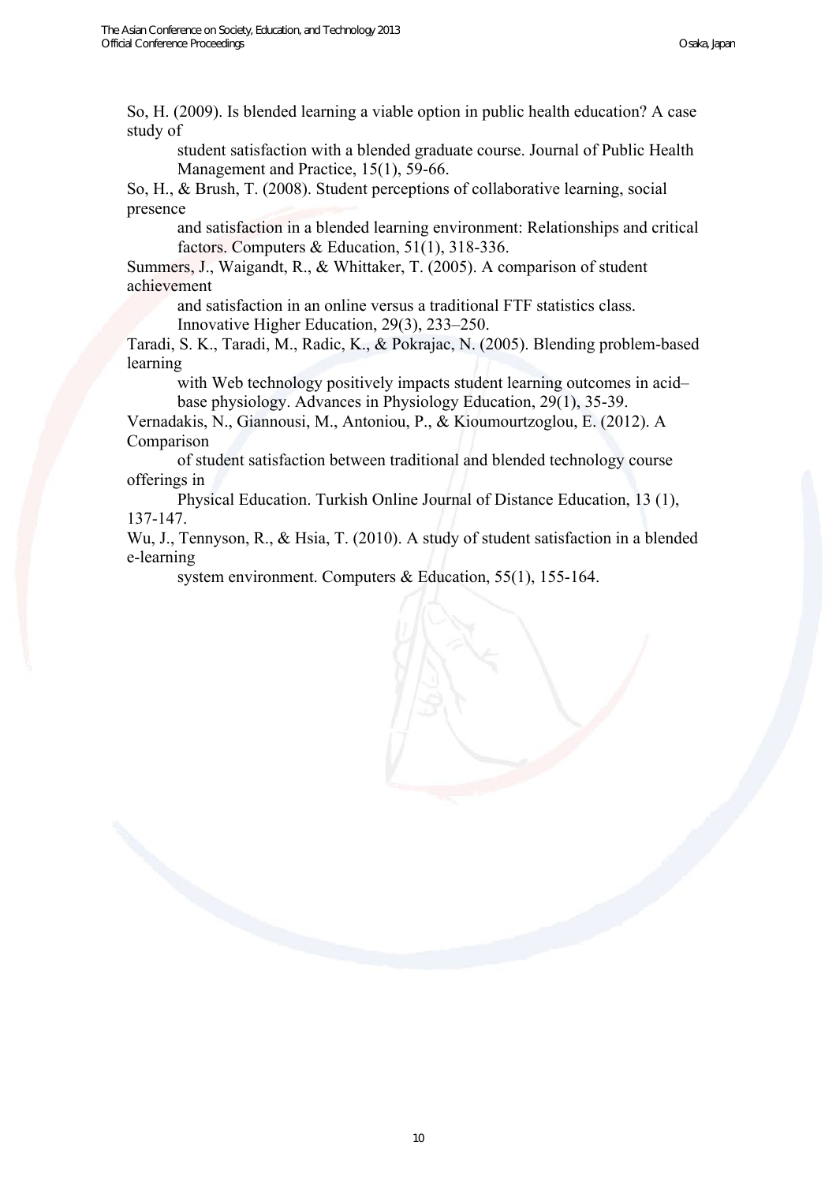So, H. (2009). Is blended learning a viable option in public health education? A case study of student satisfaction with a blended graduate course. Journal of Public Health Management and Practice, 15(1), 59-66.

So, H., & Brush, T. (2008). Student perceptions of collaborative learning, social presence and satisfaction in a blended learning environment: Relationships and critical factors. Computers & Education, 51(1), 318-336.

Summers, J., Waigandt, R., & Whittaker, T. (2005). A comparison of student achievement and satisfaction in an online versus a traditional FTF statistics class. Innovative Higher Education, 29(3), 233–250.

Taradi, S. K., Taradi, M., Radic, K., & Pokrajac, N. (2005). Blending problem-based learning with Web technology positively impacts student learning outcomes in acid–base physiology. Advances in Physiology Education, 29(1), 35-39.

Vernadakis, N., Giannousi, M., Antoniou, P., & Kioumourtzoglou, E. (2012). A Comparison of student satisfaction between traditional and blended technology course offerings in Physical Education. Turkish Online Journal of Distance Education, 13 (1), 137-147.

Wu, J., Tennyson, R., & Hsia, T. (2010). A study of student satisfaction in a blended e-learning system environment. Computers & Education, 55(1), 155-164.